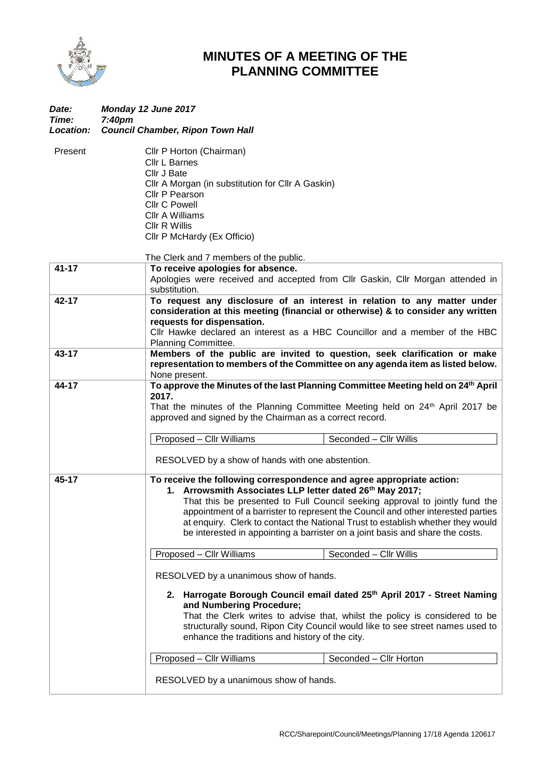# MINUTES OF A MEETING OF THE PLANNING COMMITTEE

***Date:*** ***Monday 12 June 2017***
***Time:*** ***7:40pm***
***Location:*** ***Council Chamber, Ripon Town Hall***

Present
Cllr P Horton (Chairman)
Cllr L Barnes
Cllr J Bate
Cllr A Morgan (in substitution for Cllr A Gaskin)
Cllr P Pearson
Cllr C Powell
Cllr A Williams
Cllr R Willis
Cllr P McHardy (Ex Officio)

The Clerk and 7 members of the public.

| | |
|---|---|
| 41-17 | **To receive apologies for absence.**<br>Apologies were received and accepted from Cllr Gaskin, Cllr Morgan attended in substitution. |
| 42-17 | **To request any disclosure of an interest in relation to any matter under consideration at this meeting (financial or otherwise) & to consider any written requests for dispensation.**<br>Cllr Hawke declared an interest as a HBC Councillor and a member of the HBC Planning Committee. |
| 43-17 | **Members of the public are invited to question, seek clarification or make representation to members of the Committee on any agenda item as listed below.**<br>None present. |
| 44-17 | **To approve the Minutes of the last Planning Committee Meeting held on 24th April 2017.**<br>That the minutes of the Planning Committee Meeting held on 24th April 2017 be approved and signed by the Chairman as a correct record.<br><br>Proposed – Cllr Williams \| Seconded – Cllr Willis<br><br>RESOLVED by a show of hands with one abstention. |
| 45-17 | **To receive the following correspondence and agree appropriate action:**<br>**1. Arrowsmith Associates LLP letter dated 26th May 2017;**<br>That this be presented to Full Council seeking approval to jointly fund the appointment of a barrister to represent the Council and other interested parties at enquiry. Clerk to contact the National Trust to establish whether they would be interested in appointing a barrister on a joint basis and share the costs.<br><br>Proposed – Cllr Williams \| Seconded – Cllr Willis<br><br>RESOLVED by a unanimous show of hands.<br><br>**2. Harrogate Borough Council email dated 25th April 2017 - Street Naming and Numbering Procedure;**<br>That the Clerk writes to advise that, whilst the policy is considered to be structurally sound, Ripon City Council would like to see street names used to enhance the traditions and history of the city.<br><br>Proposed – Cllr Williams \| Seconded – Cllr Horton<br><br>RESOLVED by a unanimous show of hands. |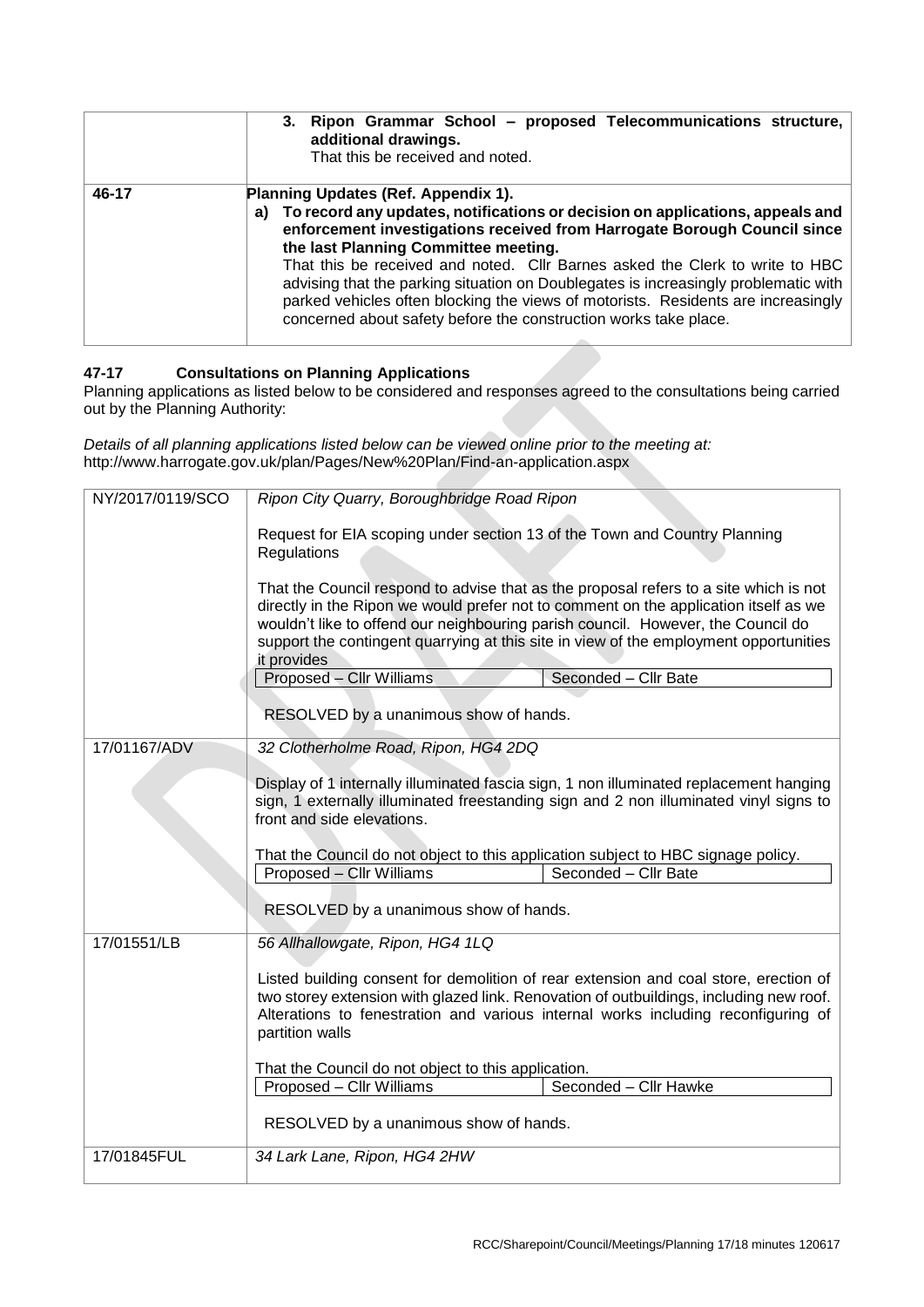| | |
|---|---|
| | **3. Ripon Grammar School – proposed Telecommunications structure, additional drawings.** That this be received and noted. |
| **46-17** | **Planning Updates (Ref. Appendix 1).** **a) To record any updates, notifications or decision on applications, appeals and enforcement investigations received from Harrogate Borough Council since the last Planning Committee meeting.** That this be received and noted. Cllr Barnes asked the Clerk to write to HBC advising that the parking situation on Doublegates is increasingly problematic with parked vehicles often blocking the views of motorists. Residents are increasingly concerned about safety before the construction works take place. |

**47-17 Consultations on Planning Applications**

Planning applications as listed below to be considered and responses agreed to the consultations being carried out by the Planning Authority:

*Details of all planning applications listed below can be viewed online prior to the meeting at:*
http://www.harrogate.gov.uk/plan/Pages/New%20Plan/Find-an-application.aspx

| | |
|---|---|
| NY/2017/0119/SCO | *Ripon City Quarry, Boroughbridge Road Ripon*<br><br>Request for EIA scoping under section 13 of the Town and Country Planning Regulations<br><br>That the Council respond to advise that as the proposal refers to a site which is not directly in the Ripon we would prefer not to comment on the application itself as we wouldn't like to offend our neighbouring parish council. However, the Council do support the contingent quarrying at this site in view of the employment opportunities it provides<br><br>Proposed – Cllr Williams / Seconded – Cllr Bate<br><br>RESOLVED by a unanimous show of hands. |
| 17/01167/ADV | *32 Clotherholme Road, Ripon, HG4 2DQ*<br><br>Display of 1 internally illuminated fascia sign, 1 non illuminated replacement hanging sign, 1 externally illuminated freestanding sign and 2 non illuminated vinyl signs to front and side elevations.<br><br>That the Council do not object to this application subject to HBC signage policy.<br><br>Proposed – Cllr Williams / Seconded – Cllr Bate<br><br>RESOLVED by a unanimous show of hands. |
| 17/01551/LB | *56 Allhallowgate, Ripon, HG4 1LQ*<br><br>Listed building consent for demolition of rear extension and coal store, erection of two storey extension with glazed link. Renovation of outbuildings, including new roof. Alterations to fenestration and various internal works including reconfiguring of partition walls<br><br>That the Council do not object to this application.<br><br>Proposed – Cllr Williams / Seconded – Cllr Hawke<br><br>RESOLVED by a unanimous show of hands. |
| 17/01845FUL | *34 Lark Lane, Ripon, HG4 2HW* |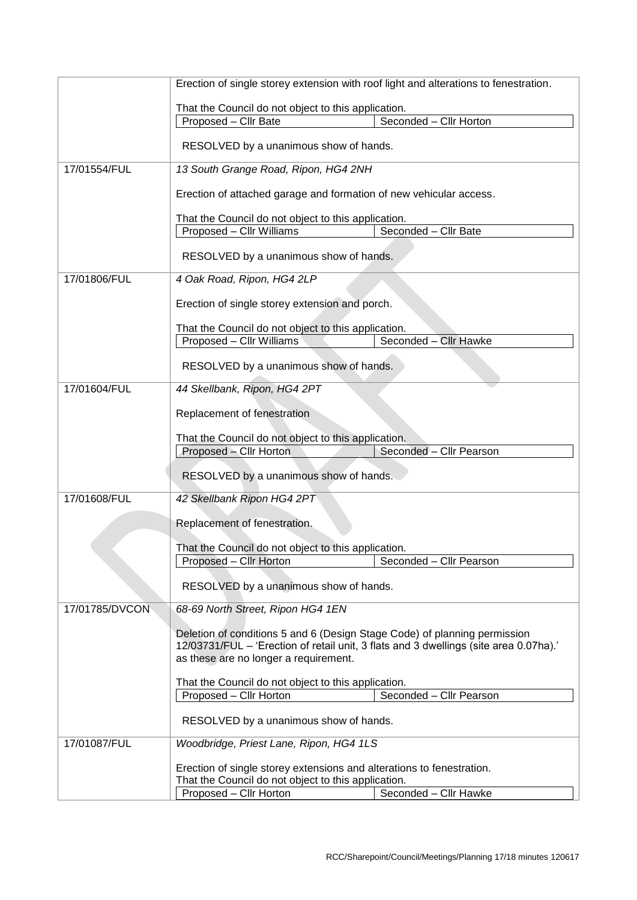| | |
|---|---|
| | Erection of single storey extension with roof light and alterations to fenestration.<br><br>That the Council do not object to this application.<br>Proposed – Cllr Bate — Seconded – Cllr Horton<br><br>RESOLVED by a unanimous show of hands. |
| 17/01554/FUL | *13 South Grange Road, Ripon, HG4 2NH*<br><br>Erection of attached garage and formation of new vehicular access.<br><br>That the Council do not object to this application.<br>Proposed – Cllr Williams — Seconded – Cllr Bate<br><br>RESOLVED by a unanimous show of hands. |
| 17/01806/FUL | *4 Oak Road, Ripon, HG4 2LP*<br><br>Erection of single storey extension and porch.<br><br>That the Council do not object to this application.<br>Proposed – Cllr Williams — Seconded – Cllr Hawke<br><br>RESOLVED by a unanimous show of hands. |
| 17/01604/FUL | *44 Skellbank, Ripon, HG4 2PT*<br><br>Replacement of fenestration<br><br>That the Council do not object to this application.<br>Proposed – Cllr Horton — Seconded – Cllr Pearson<br><br>RESOLVED by a unanimous show of hands. |
| 17/01608/FUL | *42 Skellbank Ripon HG4 2PT*<br><br>Replacement of fenestration.<br><br>That the Council do not object to this application.<br>Proposed – Cllr Horton — Seconded – Cllr Pearson<br><br>RESOLVED by a unanimous show of hands. |
| 17/01785/DVCON | *68-69 North Street, Ripon HG4 1EN*<br><br>Deletion of conditions 5 and 6 (Design Stage Code) of planning permission 12/03731/FUL – 'Erection of retail unit, 3 flats and 3 dwellings (site area 0.07ha).' as these are no longer a requirement.<br><br>That the Council do not object to this application.<br>Proposed – Cllr Horton — Seconded – Cllr Pearson<br><br>RESOLVED by a unanimous show of hands. |
| 17/01087/FUL | *Woodbridge, Priest Lane, Ripon, HG4 1LS*<br><br>Erection of single storey extensions and alterations to fenestration.<br>That the Council do not object to this application.<br>Proposed – Cllr Horton — Seconded – Cllr Hawke |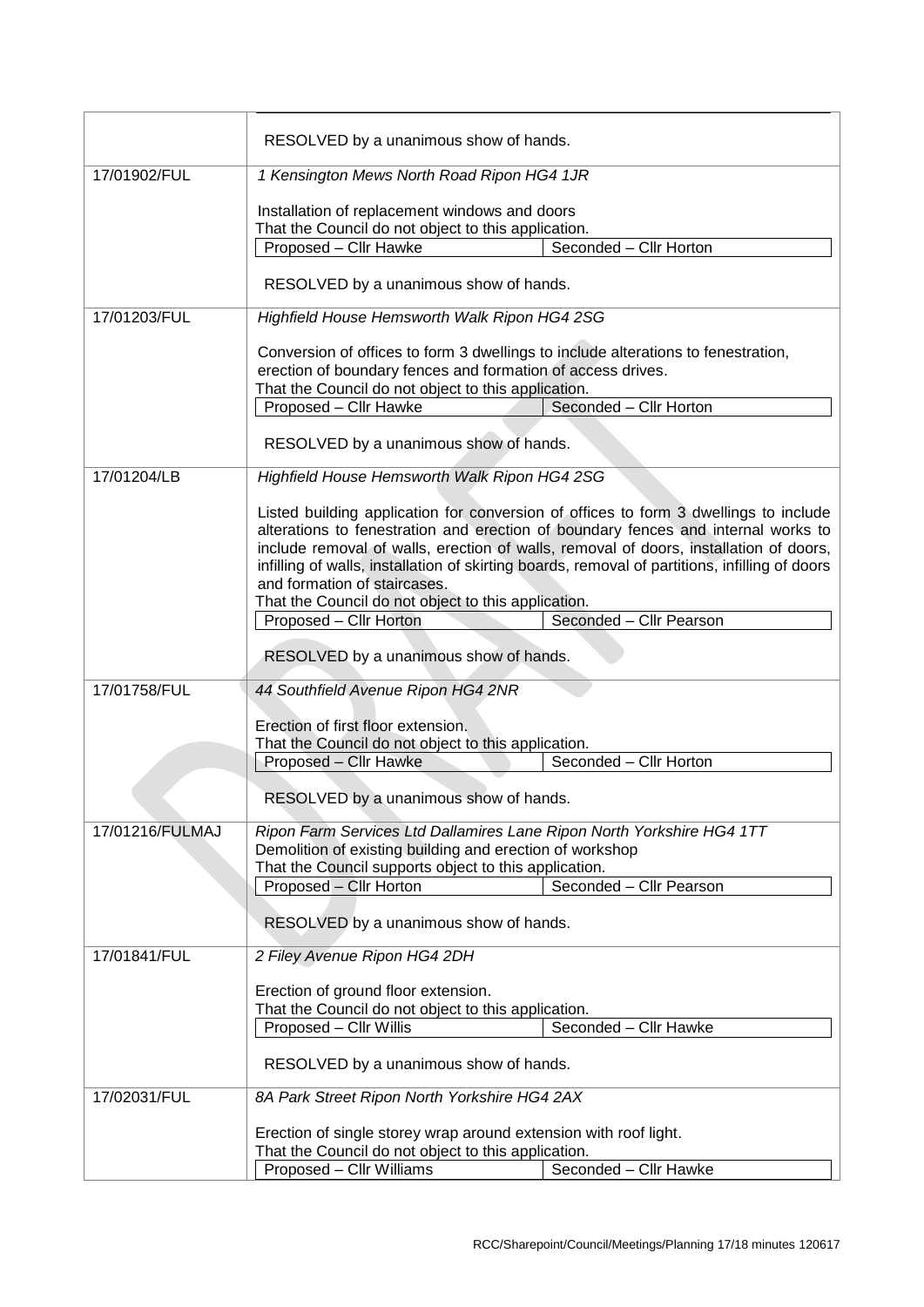| | |
|---|---|
| | RESOLVED by a unanimous show of hands. |
| 17/01902/FUL | *1 Kensington Mews North Road Ripon HG4 1JR*<br><br>Installation of replacement windows and doors<br>That the Council do not object to this application.<br>Proposed – Cllr Hawke / Seconded – Cllr Horton<br><br>RESOLVED by a unanimous show of hands. |
| 17/01203/FUL | *Highfield House Hemsworth Walk Ripon HG4 2SG*<br><br>Conversion of offices to form 3 dwellings to include alterations to fenestration, erection of boundary fences and formation of access drives.<br>That the Council do not object to this application.<br>Proposed – Cllr Hawke / Seconded – Cllr Horton<br><br>RESOLVED by a unanimous show of hands. |
| 17/01204/LB | *Highfield House Hemsworth Walk Ripon HG4 2SG*<br><br>Listed building application for conversion of offices to form 3 dwellings to include alterations to fenestration and erection of boundary fences and internal works to include removal of walls, erection of walls, removal of doors, installation of doors, infilling of walls, installation of skirting boards, removal of partitions, infilling of doors and formation of staircases.<br>That the Council do not object to this application.<br>Proposed – Cllr Horton / Seconded – Cllr Pearson<br><br>RESOLVED by a unanimous show of hands. |
| 17/01758/FUL | *44 Southfield Avenue Ripon HG4 2NR*<br><br>Erection of first floor extension.<br>That the Council do not object to this application.<br>Proposed – Cllr Hawke / Seconded – Cllr Horton<br><br>RESOLVED by a unanimous show of hands. |
| 17/01216/FULMAJ | *Ripon Farm Services Ltd Dallamires Lane Ripon North Yorkshire HG4 1TT*<br>Demolition of existing building and erection of workshop<br>That the Council supports object to this application.<br>Proposed – Cllr Horton / Seconded – Cllr Pearson<br><br>RESOLVED by a unanimous show of hands. |
| 17/01841/FUL | *2 Filey Avenue Ripon HG4 2DH*<br><br>Erection of ground floor extension.<br>That the Council do not object to this application.<br>Proposed – Cllr Willis / Seconded – Cllr Hawke<br><br>RESOLVED by a unanimous show of hands. |
| 17/02031/FUL | *8A Park Street Ripon North Yorkshire HG4 2AX*<br><br>Erection of single storey wrap around extension with roof light.<br>That the Council do not object to this application.<br>Proposed – Cllr Williams / Seconded – Cllr Hawke |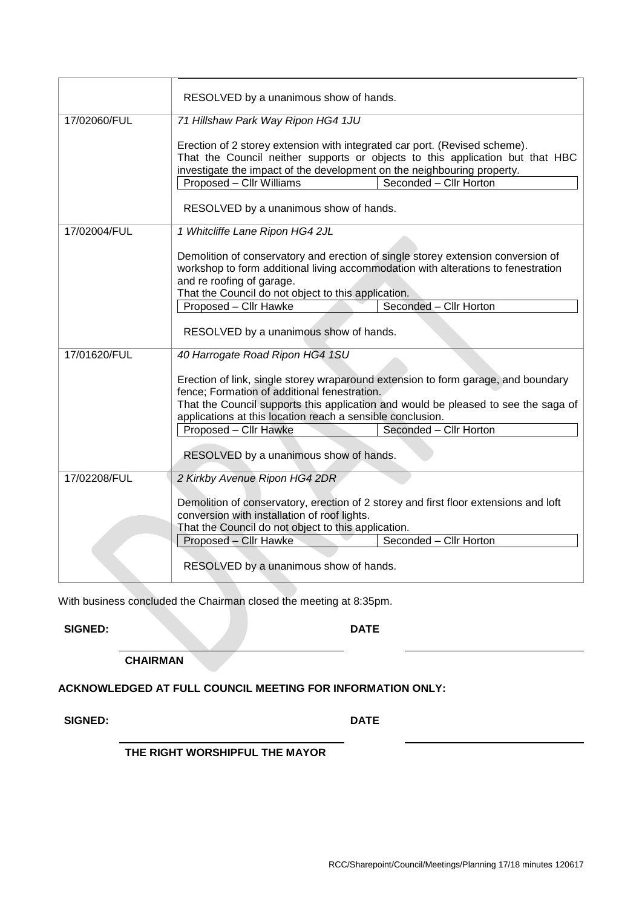| | |
|---|---|
| | RESOLVED by a unanimous show of hands. |
| 17/02060/FUL | *71 Hillshaw Park Way Ripon HG4 1JU*<br><br>Erection of 2 storey extension with integrated car port. (Revised scheme).<br>That the Council neither supports or objects to this application but that HBC investigate the impact of the development on the neighbouring property.<br>Proposed – Cllr Williams / Seconded – Cllr Horton<br><br>RESOLVED by a unanimous show of hands. |
| 17/02004/FUL | *1 Whitcliffe Lane Ripon HG4 2JL*<br><br>Demolition of conservatory and erection of single storey extension conversion of workshop to form additional living accommodation with alterations to fenestration and re roofing of garage.<br>That the Council do not object to this application.<br>Proposed – Cllr Hawke / Seconded – Cllr Horton<br><br>RESOLVED by a unanimous show of hands. |
| 17/01620/FUL | *40 Harrogate Road Ripon HG4 1SU*<br><br>Erection of link, single storey wraparound extension to form garage, and boundary fence; Formation of additional fenestration.<br>That the Council supports this application and would be pleased to see the saga of applications at this location reach a sensible conclusion.<br>Proposed – Cllr Hawke / Seconded – Cllr Horton<br><br>RESOLVED by a unanimous show of hands. |
| 17/02208/FUL | *2 Kirkby Avenue Ripon HG4 2DR*<br><br>Demolition of conservatory, erection of 2 storey and first floor extensions and loft conversion with installation of roof lights.<br>That the Council do not object to this application.<br>Proposed – Cllr Hawke / Seconded – Cllr Horton<br><br>RESOLVED by a unanimous show of hands. |

With business concluded the Chairman closed the meeting at 8:35pm.

**SIGNED:** ______________________ **DATE** ______________________

**CHAIRMAN**

**ACKNOWLEDGED AT FULL COUNCIL MEETING FOR INFORMATION ONLY:**

**SIGNED:** ______________________ **DATE** ______________________

**THE RIGHT WORSHIPFUL THE MAYOR**

RCC/Sharepoint/Council/Meetings/Planning 17/18 minutes 120617